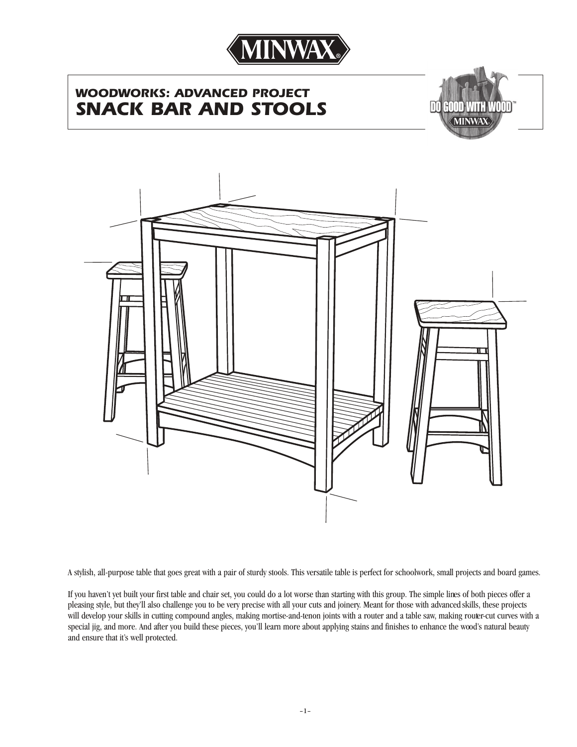# WOODWORKS: ADVANCED PROJECT
# SNACK BAR AND STOOLS

A stylish, all-purpose table that goes great with a pair of sturdy stools. This versatile table is perfect for schoolwork, small projects and board games.

If you haven't yet built your first table and chair set, you could do a lot worse than starting with this group. The simple lines of both pieces offer a pleasing style, but they'll also challenge you to be very precise with all your cuts and joinery. Meant for those with advanced skills, these projects will develop your skills in cutting compound angles, making mortise-and-tenon joints with a router and a table saw, making router-cut curves with a special jig, and more. And after you build these pieces, you'll learn more about applying stains and finishes to enhance the wood's natural beauty and ensure that it's well protected.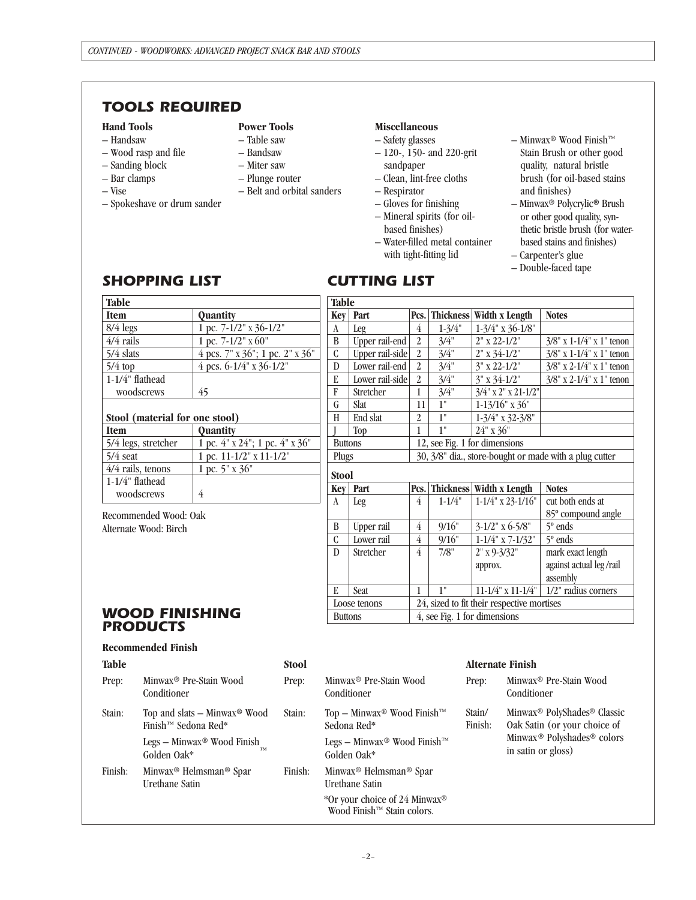## TOOLS REQUIRED

**Hand Tools**
- Handsaw
- Wood rasp and file
- Sanding block
- Bar clamps
- Vise
- Spokeshave or drum sander

**Power Tools**
- Table saw
- Bandsaw
- Miter saw
- Plunge router
- Belt and orbital sanders

**Miscellaneous**
- Safety glasses
- 120-, 150- and 220-grit sandpaper
- Clean, lint-free cloths
- Respirator
- Gloves for finishing
- Mineral spirits (for oil-based finishes)
- Water-filled metal container with tight-fitting lid
- Minwax® Wood Finish™ Stain Brush or other good quality, natural bristle brush (for oil-based stains and finishes)
- Minwax® Polycrylic® Brush or other good quality, synthetic bristle brush (for water-based stains and finishes)
- Carpenter's glue
- Double-faced tape

## SHOPPING LIST

**Table**

| Item | Quantity |
|---|---|
| 8/4 legs | 1 pc. 7-1/2" x 36-1/2" |
| 4/4 rails | 1 pc. 7-1/2" x 60" |
| 5/4 slats | 4 pcs. 7" x 36"; 1 pc. 2" x 36" |
| 5/4 top | 4 pcs. 6-1/4" x 36-1/2" |
| 1-1/4" flathead woodscrews | 45 |

**Stool (material for one stool)**

| Item | Quantity |
|---|---|
| 5/4 legs, stretcher | 1 pc. 4" x 24"; 1 pc. 4" x 36" |
| 5/4 seat | 1 pc. 11-1/2" x 11-1/2" |
| 4/4 rails, tenons | 1 pc. 5" x 36" |
| 1-1/4" flathead woodscrews | 4 |

Recommended Wood: Oak
Alternate Wood: Birch

## CUTTING LIST

**Table**

| Key | Part | Pcs. | Thickness | Width x Length | Notes |
|---|---|---|---|---|---|
| A | Leg | 4 | 1-3/4" | 1-3/4" x 36-1/8" | |
| B | Upper rail-end | 2 | 3/4" | 2" x 22-1/2" | 3/8" x 1-1/4" x 1" tenon |
| C | Upper rail-side | 2 | 3/4" | 2" x 34-1/2" | 3/8" x 1-1/4" x 1" tenon |
| D | Lower rail-end | 2 | 3/4" | 3" x 22-1/2" | 3/8" x 2-1/4" x 1" tenon |
| E | Lower rail-side | 2 | 3/4" | 3" x 34-1/2" | 3/8" x 2-1/4" x 1" tenon |
| F | Stretcher | 1 | 3/4" | 3/4" x 2" x 21-1/2" | |
| G | Slat | 11 | 1" | 1-13/16" x 36" | |
| H | End slat | 2 | 1" | 1-3/4" x 32-3/8" | |
| J | Top | 1 | 1" | 24" x 36" | |
| Buttons | | 12, see Fig. 1 for dimensions | | | |
| Plugs | | 30, 3/8" dia., store-bought or made with a plug cutter | | | |

**Stool**

| Key | Part | Pcs. | Thickness | Width x Length | Notes |
|---|---|---|---|---|---|
| A | Leg | 4 | 1-1/4" | 1-1/4" x 23-1/16" | cut both ends at 85º compound angle |
| B | Upper rail | 4 | 9/16" | 3-1/2" x 6-5/8" | 5º ends |
| C | Lower rail | 4 | 9/16" | 1-1/4" x 7-1/32" | 5º ends |
| D | Stretcher | 4 | 7/8" | 2" x 9-3/32" approx. | mark exact length against actual leg/rail assembly |
| E | Seat | 1 | 1" | 11-1/4" x 11-1/4" | 1/2" radius corners |
| Loose tenons | | 24, sized to fit their respective mortises | | | |
| Buttons | | 4, see Fig. 1 for dimensions | | | |

## WOOD FINISHING PRODUCTS

**Recommended Finish**

**Table**

Prep: Minwax® Pre-Stain Wood Conditioner

Stain: Top and slats – Minwax® Wood Finish™ Sedona Red*
Legs – Minwax® Wood Finish™ Golden Oak*

Finish: Minwax® Helmsman® Spar Urethane Satin

**Stool**

Prep: Minwax® Pre-Stain Wood Conditioner

Stain: Top – Minwax® Wood Finish™ Sedona Red*
Legs – Minwax® Wood Finish™ Golden Oak*

Finish: Minwax® Helmsman® Spar Urethane Satin

*Or your choice of 24 Minwax® Wood Finish™ Stain colors.

**Alternate Finish**

Prep: Minwax® Pre-Stain Wood Conditioner

Stain/Finish: Minwax® PolyShades® Classic Oak Satin (or your choice of Minwax® Polyshades® colors in satin or gloss)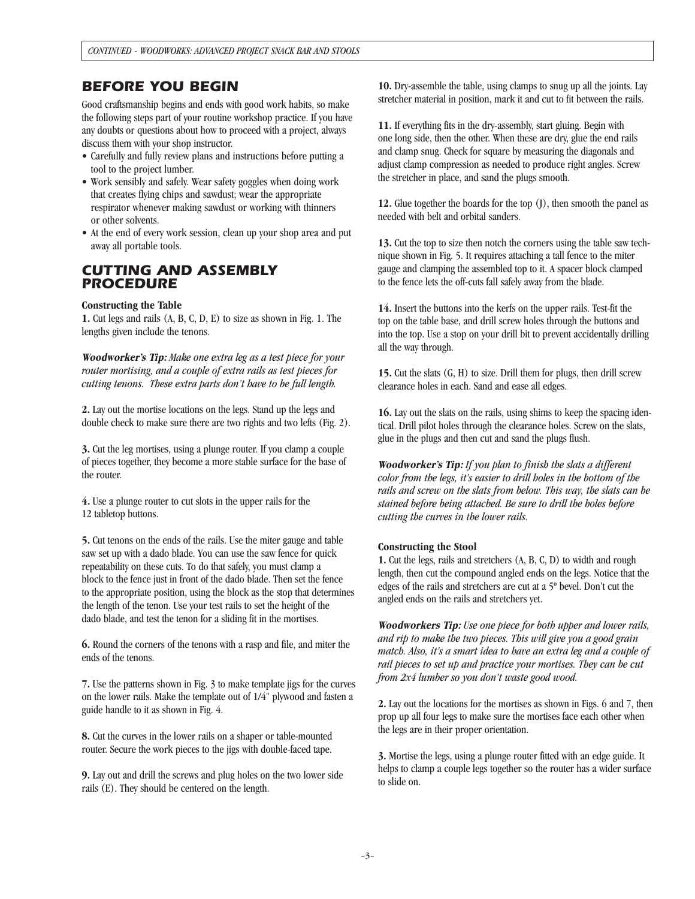## BEFORE YOU BEGIN

Good craftsmanship begins and ends with good work habits, so make the following steps part of your routine workshop practice. If you have any doubts or questions about how to proceed with a project, always discuss them with your shop instructor.

- Carefully and fully review plans and instructions before putting a tool to the project lumber.
- Work sensibly and safely. Wear safety goggles when doing work that creates flying chips and sawdust; wear the appropriate respirator whenever making sawdust or working with thinners or other solvents.
- At the end of every work session, clean up your shop area and put away all portable tools.

## CUTTING AND ASSEMBLY PROCEDURE

**Constructing the Table**

**1.** Cut legs and rails (A, B, C, D, E) to size as shown in Fig. 1. The lengths given include the tenons.

***Woodworker's Tip:*** *Make one extra leg as a test piece for your router mortising, and a couple of extra rails as test pieces for cutting tenons. These extra parts don't have to be full length.*

**2.** Lay out the mortise locations on the legs. Stand up the legs and double check to make sure there are two rights and two lefts (Fig. 2).

**3.** Cut the leg mortises, using a plunge router. If you clamp a couple of pieces together, they become a more stable surface for the base of the router.

**4.** Use a plunge router to cut slots in the upper rails for the 12 tabletop buttons.

**5.** Cut tenons on the ends of the rails. Use the miter gauge and table saw set up with a dado blade. You can use the saw fence for quick repeatability on these cuts. To do that safely, you must clamp a block to the fence just in front of the dado blade. Then set the fence to the appropriate position, using the block as the stop that determines the length of the tenon. Use your test rails to set the height of the dado blade, and test the tenon for a sliding fit in the mortises.

**6.** Round the corners of the tenons with a rasp and file, and miter the ends of the tenons.

**7.** Use the patterns shown in Fig. 3 to make template jigs for the curves on the lower rails. Make the template out of 1/4" plywood and fasten a guide handle to it as shown in Fig. 4.

**8.** Cut the curves in the lower rails on a shaper or table-mounted router. Secure the work pieces to the jigs with double-faced tape.

**9.** Lay out and drill the screws and plug holes on the two lower side rails (E). They should be centered on the length.

**10.** Dry-assemble the table, using clamps to snug up all the joints. Lay stretcher material in position, mark it and cut to fit between the rails.

**11.** If everything fits in the dry-assembly, start gluing. Begin with one long side, then the other. When these are dry, glue the end rails and clamp snug. Check for square by measuring the diagonals and adjust clamp compression as needed to produce right angles. Screw the stretcher in place, and sand the plugs smooth.

**12.** Glue together the boards for the top (J), then smooth the panel as needed with belt and orbital sanders.

**13.** Cut the top to size then notch the corners using the table saw technique shown in Fig. 5. It requires attaching a tall fence to the miter gauge and clamping the assembled top to it. A spacer block clamped to the fence lets the off-cuts fall safely away from the blade.

**14.** Insert the buttons into the kerfs on the upper rails. Test-fit the top on the table base, and drill screw holes through the buttons and into the top. Use a stop on your drill bit to prevent accidentally drilling all the way through.

**15.** Cut the slats (G, H) to size. Drill them for plugs, then drill screw clearance holes in each. Sand and ease all edges.

**16.** Lay out the slats on the rails, using shims to keep the spacing identical. Drill pilot holes through the clearance holes. Screw on the slats, glue in the plugs and then cut and sand the plugs flush.

***Woodworker's Tip:*** *If you plan to finish the slats a different color from the legs, it's easier to drill holes in the bottom of the rails and screw on the slats from below. This way, the slats can be stained before being attached. Be sure to drill the holes before cutting the curves in the lower rails.*

**Constructing the Stool**

**1.** Cut the legs, rails and stretchers (A, B, C, D) to width and rough length, then cut the compound angled ends on the legs. Notice that the edges of the rails and stretchers are cut at a 5° bevel. Don't cut the angled ends on the rails and stretchers yet.

***Woodworkers Tip:*** *Use one piece for both upper and lower rails, and rip to make the two pieces. This will give you a good grain match. Also, it's a smart idea to have an extra leg and a couple of rail pieces to set up and practice your mortises. They can be cut from 2x4 lumber so you don't waste good wood.*

**2.** Lay out the locations for the mortises as shown in Figs. 6 and 7, then prop up all four legs to make sure the mortises face each other when the legs are in their proper orientation.

**3.** Mortise the legs, using a plunge router fitted with an edge guide. It helps to clamp a couple legs together so the router has a wider surface to slide on.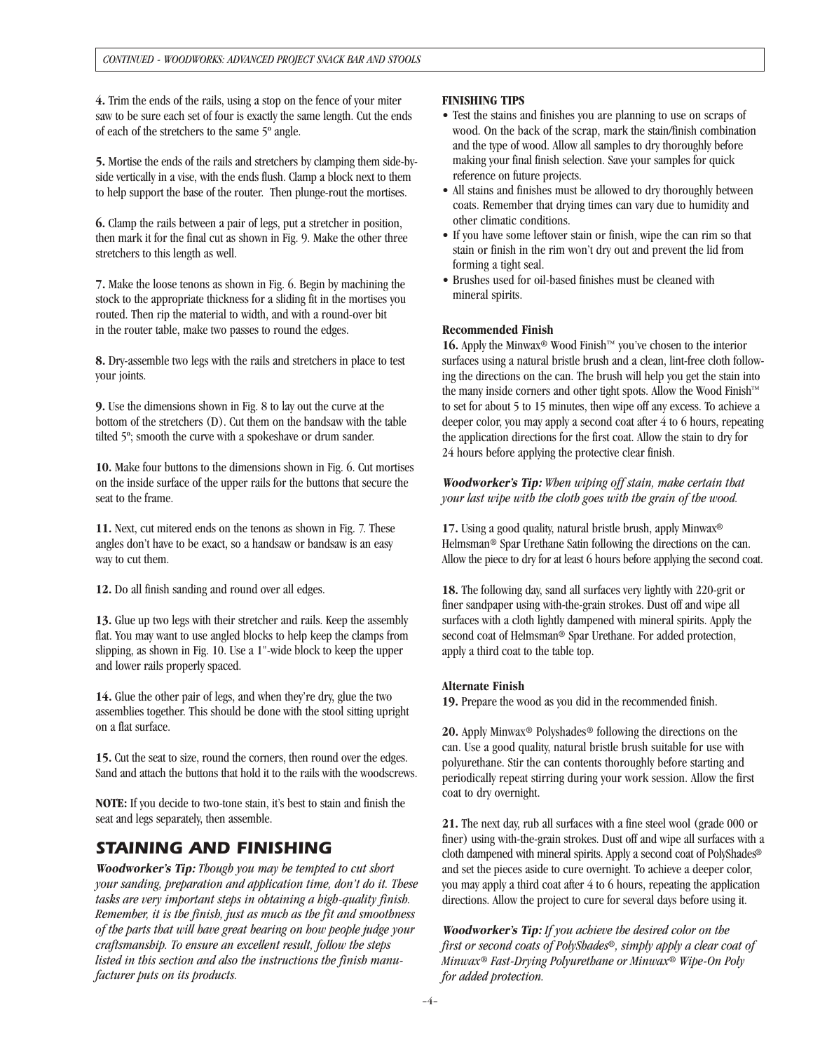4. Trim the ends of the rails, using a stop on the fence of your miter saw to be sure each set of four is exactly the same length. Cut the ends of each of the stretchers to the same 5º angle.

5. Mortise the ends of the rails and stretchers by clamping them side-by-side vertically in a vise, with the ends flush. Clamp a block next to them to help support the base of the router. Then plunge-rout the mortises.

6. Clamp the rails between a pair of legs, put a stretcher in position, then mark it for the final cut as shown in Fig. 9. Make the other three stretchers to this length as well.

7. Make the loose tenons as shown in Fig. 6. Begin by machining the stock to the appropriate thickness for a sliding fit in the mortises you routed. Then rip the material to width, and with a round-over bit in the router table, make two passes to round the edges.

8. Dry-assemble two legs with the rails and stretchers in place to test your joints.

9. Use the dimensions shown in Fig. 8 to lay out the curve at the bottom of the stretchers (D). Cut them on the bandsaw with the table tilted 5º; smooth the curve with a spokeshave or drum sander.

10. Make four buttons to the dimensions shown in Fig. 6. Cut mortises on the inside surface of the upper rails for the buttons that secure the seat to the frame.

11. Next, cut mitered ends on the tenons as shown in Fig. 7. These angles don't have to be exact, so a handsaw or bandsaw is an easy way to cut them.

12. Do all finish sanding and round over all edges.

13. Glue up two legs with their stretcher and rails. Keep the assembly flat. You may want to use angled blocks to help keep the clamps from slipping, as shown in Fig. 10. Use a 1"-wide block to keep the upper and lower rails properly spaced.

14. Glue the other pair of legs, and when they're dry, glue the two assemblies together. This should be done with the stool sitting upright on a flat surface.

15. Cut the seat to size, round the corners, then round over the edges. Sand and attach the buttons that hold it to the rails with the woodscrews.

**NOTE:** If you decide to two-tone stain, it's best to stain and finish the seat and legs separately, then assemble.

## STAINING AND FINISHING

***Woodworker's Tip:*** *Though you may be tempted to cut short your sanding, preparation and application time, don't do it. These tasks are very important steps in obtaining a high-quality finish. Remember, it is the finish, just as much as the fit and smoothness of the parts that will have great bearing on how people judge your craftsmanship. To ensure an excellent result, follow the steps listed in this section and also the instructions the finish manufacturer puts on its products.*

**FINISHING TIPS**

- Test the stains and finishes you are planning to use on scraps of wood. On the back of the scrap, mark the stain/finish combination and the type of wood. Allow all samples to dry thoroughly before making your final finish selection. Save your samples for quick reference on future projects.
- All stains and finishes must be allowed to dry thoroughly between coats. Remember that drying times can vary due to humidity and other climatic conditions.
- If you have some leftover stain or finish, wipe the can rim so that stain or finish in the rim won't dry out and prevent the lid from forming a tight seal.
- Brushes used for oil-based finishes must be cleaned with mineral spirits.

**Recommended Finish**

16. Apply the Minwax® Wood Finish™ you've chosen to the interior surfaces using a natural bristle brush and a clean, lint-free cloth following the directions on the can. The brush will help you get the stain into the many inside corners and other tight spots. Allow the Wood Finish™ to set for about 5 to 15 minutes, then wipe off any excess. To achieve a deeper color, you may apply a second coat after 4 to 6 hours, repeating the application directions for the first coat. Allow the stain to dry for 24 hours before applying the protective clear finish.

***Woodworker's Tip:*** *When wiping off stain, make certain that your last wipe with the cloth goes with the grain of the wood.*

17. Using a good quality, natural bristle brush, apply Minwax® Helmsman® Spar Urethane Satin following the directions on the can. Allow the piece to dry for at least 6 hours before applying the second coat.

18. The following day, sand all surfaces very lightly with 220-grit or finer sandpaper using with-the-grain strokes. Dust off and wipe all surfaces with a cloth lightly dampened with mineral spirits. Apply the second coat of Helmsman® Spar Urethane. For added protection, apply a third coat to the table top.

**Alternate Finish**

19. Prepare the wood as you did in the recommended finish.

20. Apply Minwax® Polyshades® following the directions on the can. Use a good quality, natural bristle brush suitable for use with polyurethane. Stir the can contents thoroughly before starting and periodically repeat stirring during your work session. Allow the first coat to dry overnight.

21. The next day, rub all surfaces with a fine steel wool (grade 000 or finer) using with-the-grain strokes. Dust off and wipe all surfaces with a cloth dampened with mineral spirits. Apply a second coat of PolyShades® and set the pieces aside to cure overnight. To achieve a deeper color, you may apply a third coat after 4 to 6 hours, repeating the application directions. Allow the project to cure for several days before using it.

***Woodworker's Tip:*** *If you achieve the desired color on the first or second coats of PolyShades®, simply apply a clear coat of Minwax® Fast-Drying Polyurethane or Minwax® Wipe-On Poly for added protection.*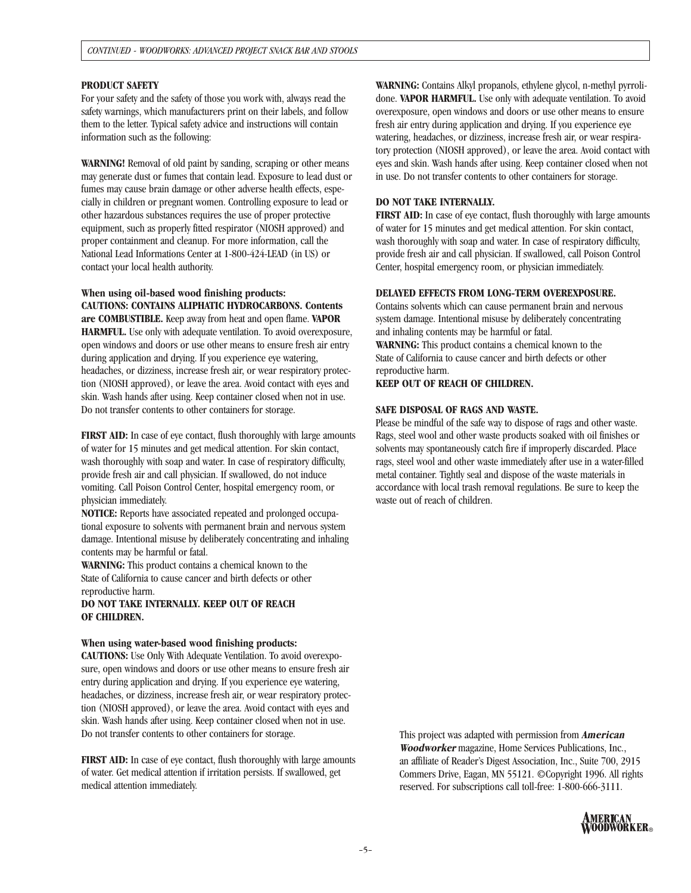## PRODUCT SAFETY

For your safety and the safety of those you work with, always read the safety warnings, which manufacturers print on their labels, and follow them to the letter. Typical safety advice and instructions will contain information such as the following:

**WARNING!** Removal of old paint by sanding, scraping or other means may generate dust or fumes that contain lead. Exposure to lead dust or fumes may cause brain damage or other adverse health effects, especially in children or pregnant women. Controlling exposure to lead or other hazardous substances requires the use of proper protective equipment, such as properly fitted respirator (NIOSH approved) and proper containment and cleanup. For more information, call the National Lead Informations Center at 1-800-424-LEAD (in US) or contact your local health authority.

**When using oil-based wood finishing products:**
**CAUTIONS: CONTAINS ALIPHATIC HYDROCARBONS. Contents are COMBUSTIBLE.** Keep away from heat and open flame. **VAPOR HARMFUL.** Use only with adequate ventilation. To avoid overexposure, open windows and doors or use other means to ensure fresh air entry during application and drying. If you experience eye watering, headaches, or dizziness, increase fresh air, or wear respiratory protection (NIOSH approved), or leave the area. Avoid contact with eyes and skin. Wash hands after using. Keep container closed when not in use. Do not transfer contents to other containers for storage.

**FIRST AID:** In case of eye contact, flush thoroughly with large amounts of water for 15 minutes and get medical attention. For skin contact, wash thoroughly with soap and water. In case of respiratory difficulty, provide fresh air and call physician. If swallowed, do not induce vomiting. Call Poison Control Center, hospital emergency room, or physician immediately.
**NOTICE:** Reports have associated repeated and prolonged occupational exposure to solvents with permanent brain and nervous system damage. Intentional misuse by deliberately concentrating and inhaling contents may be harmful or fatal.
**WARNING:** This product contains a chemical known to the State of California to cause cancer and birth defects or other reproductive harm.
**DO NOT TAKE INTERNALLY. KEEP OUT OF REACH OF CHILDREN.**

**When using water-based wood finishing products:**
**CAUTIONS:** Use Only With Adequate Ventilation. To avoid overexposure, open windows and doors or use other means to ensure fresh air entry during application and drying. If you experience eye watering, headaches, or dizziness, increase fresh air, or wear respiratory protection (NIOSH approved), or leave the area. Avoid contact with eyes and skin. Wash hands after using. Keep container closed when not in use. Do not transfer contents to other containers for storage.

**FIRST AID:** In case of eye contact, flush thoroughly with large amounts of water. Get medical attention if irritation persists. If swallowed, get medical attention immediately.

**WARNING:** Contains Alkyl propanols, ethylene glycol, n-methyl pyrrolidone. **VAPOR HARMFUL.** Use only with adequate ventilation. To avoid overexposure, open windows and doors or use other means to ensure fresh air entry during application and drying. If you experience eye watering, headaches, or dizziness, increase fresh air, or wear respiratory protection (NIOSH approved), or leave the area. Avoid contact with eyes and skin. Wash hands after using. Keep container closed when not in use. Do not transfer contents to other containers for storage.

**DO NOT TAKE INTERNALLY.**
**FIRST AID:** In case of eye contact, flush thoroughly with large amounts of water for 15 minutes and get medical attention. For skin contact, wash thoroughly with soap and water. In case of respiratory difficulty, provide fresh air and call physician. If swallowed, call Poison Control Center, hospital emergency room, or physician immediately.

**DELAYED EFFECTS FROM LONG-TERM OVEREXPOSURE.**
Contains solvents which can cause permanent brain and nervous system damage. Intentional misuse by deliberately concentrating and inhaling contents may be harmful or fatal.
**WARNING:** This product contains a chemical known to the State of California to cause cancer and birth defects or other reproductive harm.
**KEEP OUT OF REACH OF CHILDREN.**

**SAFE DISPOSAL OF RAGS AND WASTE.**
Please be mindful of the safe way to dispose of rags and other waste. Rags, steel wool and other waste products soaked with oil finishes or solvents may spontaneously catch fire if improperly discarded. Place rags, steel wool and other waste immediately after use in a water-filled metal container. Tightly seal and dispose of the waste materials in accordance with local trash removal regulations. Be sure to keep the waste out of reach of children.

This project was adapted with permission from ***American Woodworker*** magazine, Home Services Publications, Inc., an affiliate of Reader's Digest Association, Inc., Suite 700, 2915 Commers Drive, Eagan, MN 55121. ©Copyright 1996. All rights reserved. For subscriptions call toll-free: 1-800-666-3111.

AMERICAN WOODWORKER®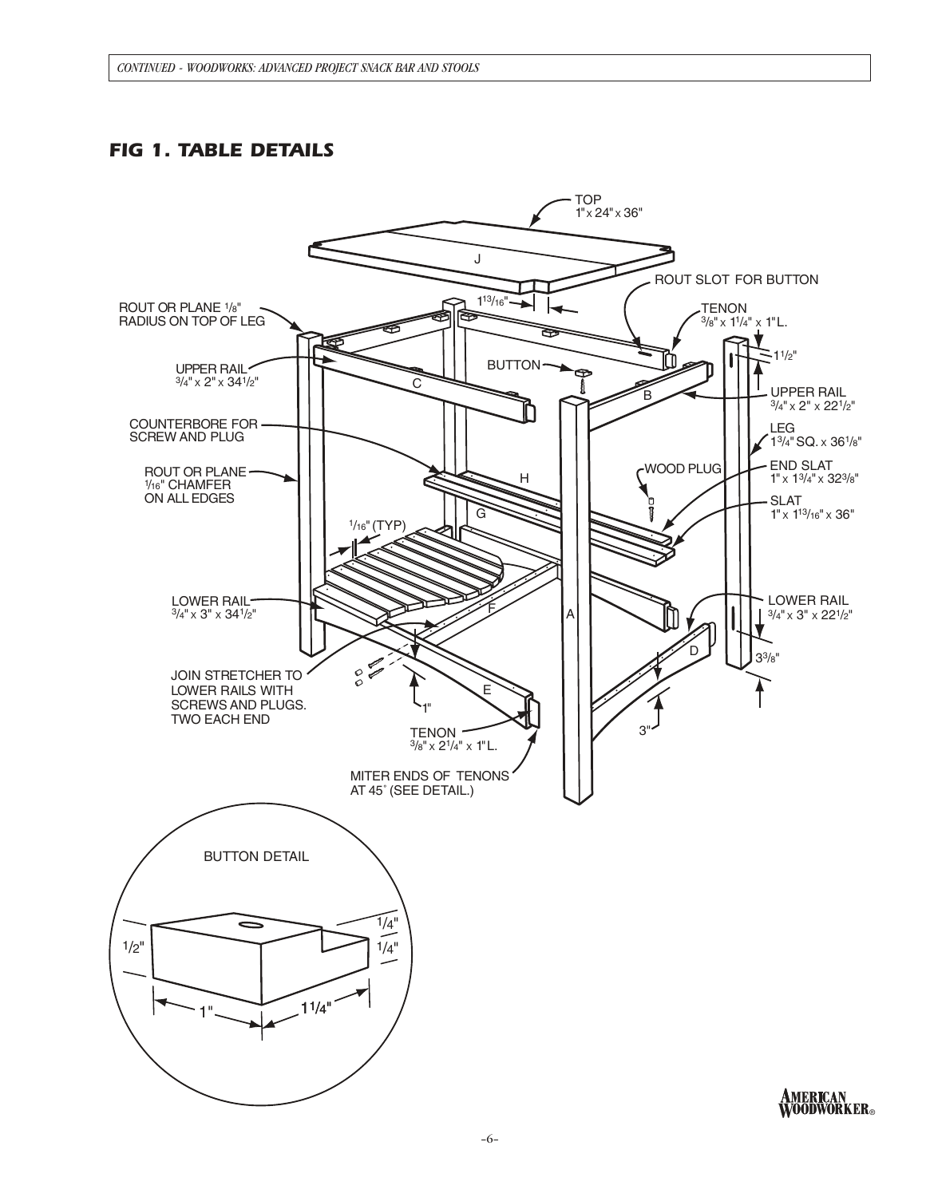## FIG 1. TABLE DETAILS

TOP
1" x 24" x 36"

J

ROUT SLOT FOR BUTTON

$1^{13}/_{16}$"

TENON
$3/8$" x $1^1/_4$" x 1"L.

ROUT OR PLANE $1/8$" RADIUS ON TOP OF LEG

$1^1/_2$"

BUTTON

UPPER RAIL
$3/4$" x 2" x $34^1/_2$"

C

B

UPPER RAIL
$3/4$" x 2" x $22^1/_2$"

LEG
$1^3/_4$" SQ. x $36^1/_8$"

COUNTERBORE FOR SCREW AND PLUG

WOOD PLUG

END SLAT
1" x $1^3/_4$" x $32^3/_8$"

ROUT OR PLANE $1/16$" CHAMFER ON ALL EDGES

H

G

SLAT
1" x $1^{13}/_{16}$" x 36"

$1/16$" (TYP)

LOWER RAIL
$3/4$" x 3" x $34^1/_2$"

F

A

LOWER RAIL
$3/4$" x 3" x $22^1/_2$"

D

$3^3/_8$"

JOIN STRETCHER TO LOWER RAILS WITH SCREWS AND PLUGS. TWO EACH END

E

1"

3"

TENON
$3/8$" x $2^1/_4$" x 1"L.

MITER ENDS OF TENONS AT 45° (SEE DETAIL.)

BUTTON DETAIL

$1/2$"

$1/4$"

$1/4$"

1"

$1^1/_4$"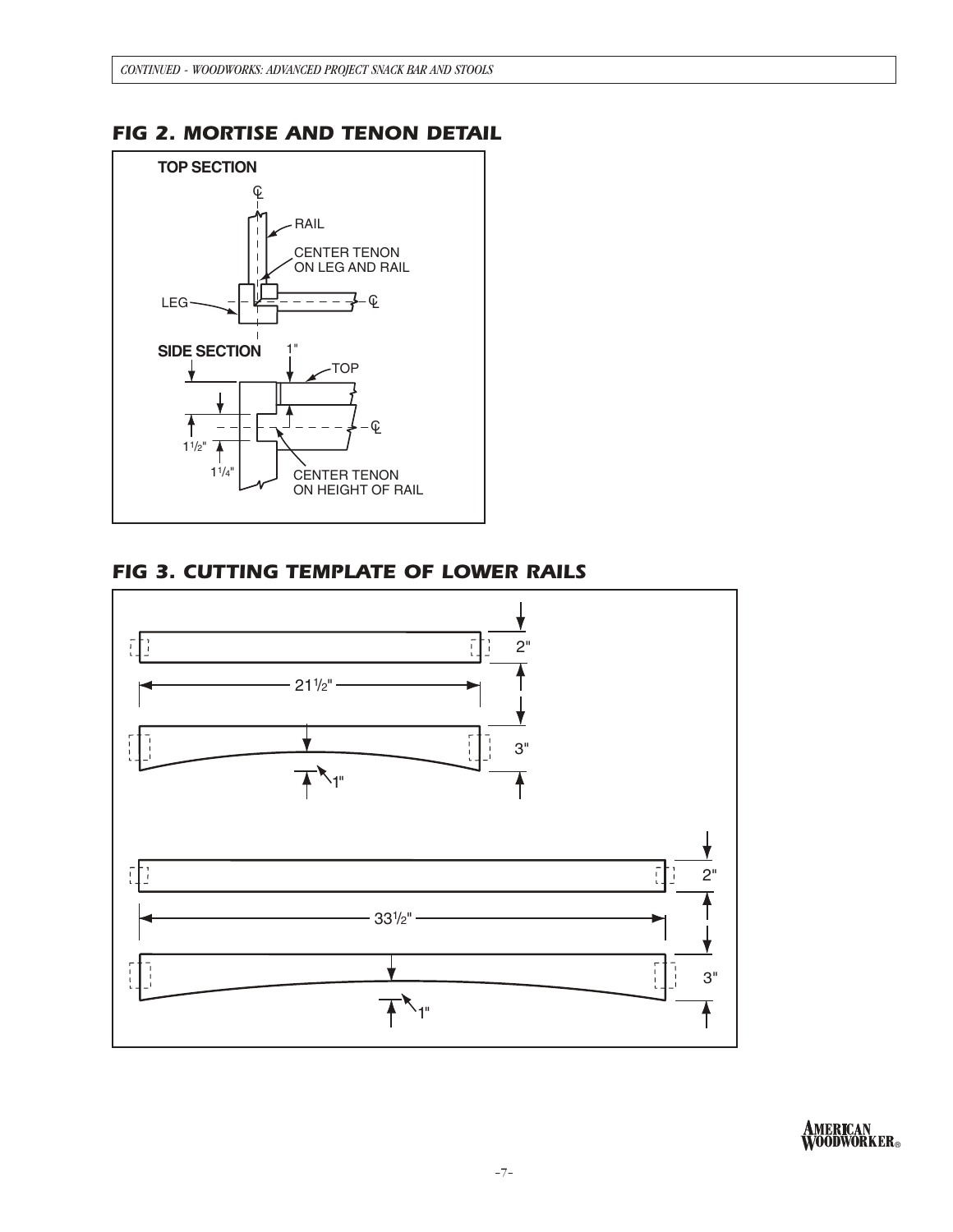## FIG 2. MORTISE AND TENON DETAIL

TOP SECTION

RAIL

CENTER TENON ON LEG AND RAIL

LEG

SIDE SECTION

1"

TOP

1½"

1¼"

CENTER TENON ON HEIGHT OF RAIL

## FIG 3. CUTTING TEMPLATE OF LOWER RAILS

2"

21½"

3"

1"

2"

33½"

3"

1"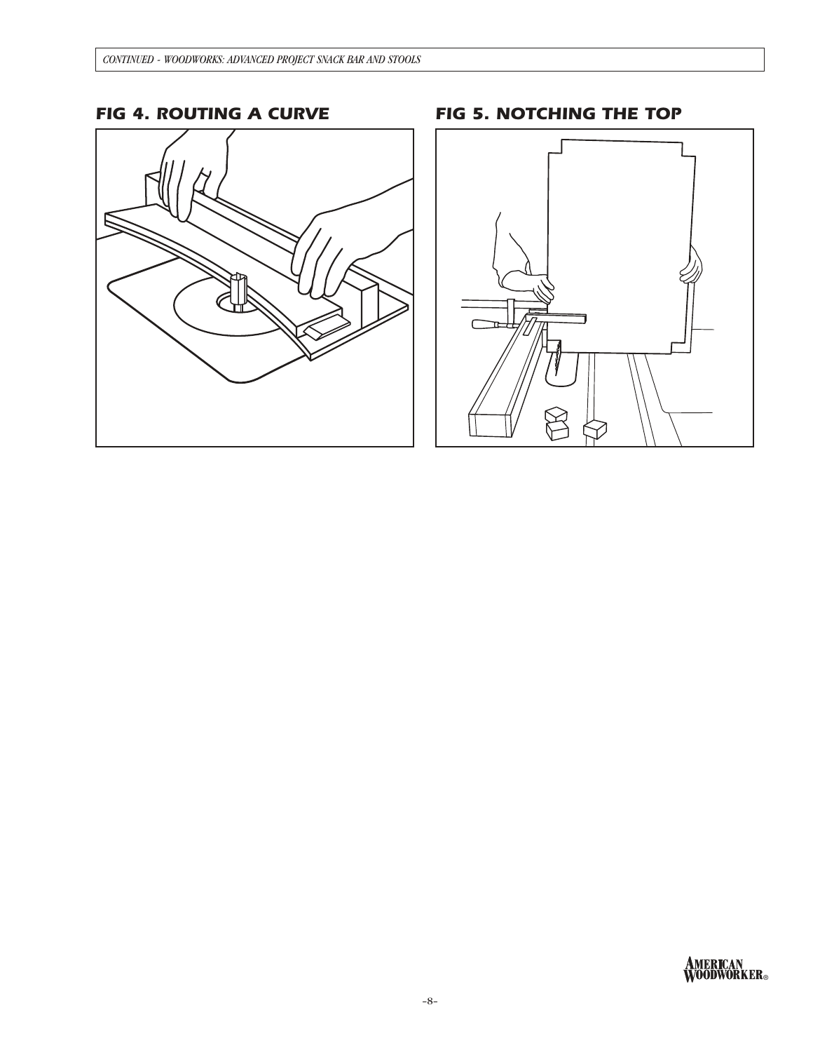## FIG 4. ROUTING A CURVE

## FIG 5. NOTCHING THE TOP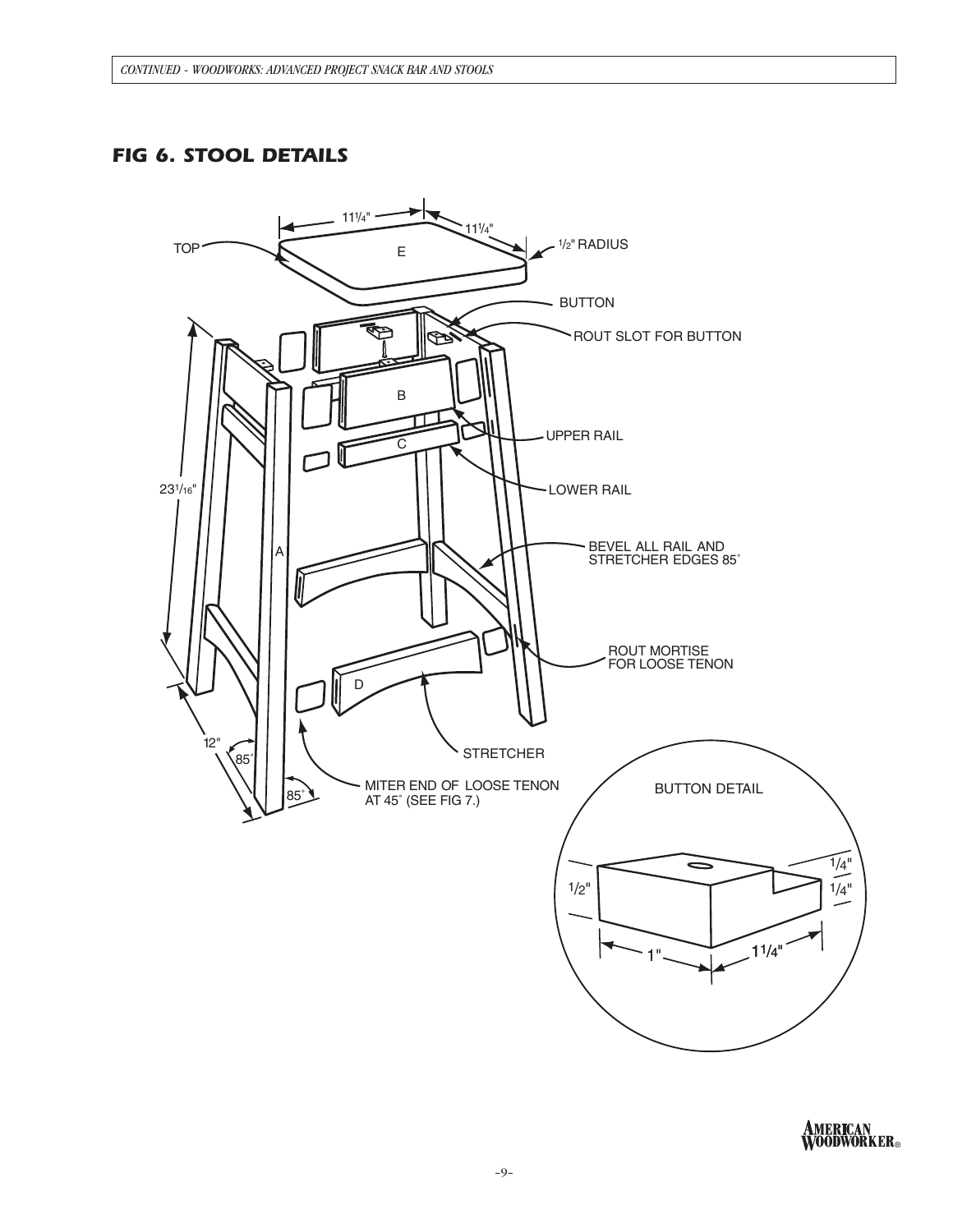## FIG 6. STOOL DETAILS

TOP

E

$11^1/_4$"

$11^1/_4$"

$^1/_2$" RADIUS

BUTTON

ROUT SLOT FOR BUTTON

B

UPPER RAIL

C

LOWER RAIL

$23^1/_{16}$"

A

BEVEL ALL RAIL AND STRETCHER EDGES 85˚

ROUT MORTISE FOR LOOSE TENON

D

STRETCHER

12"

85˚

85˚

MITER END OF LOOSE TENON AT 45˚ (SEE FIG 7.)

BUTTON DETAIL

$^1/_2$"

$^1/_4$"

$^1/_4$"

1"

$1^1/_4$"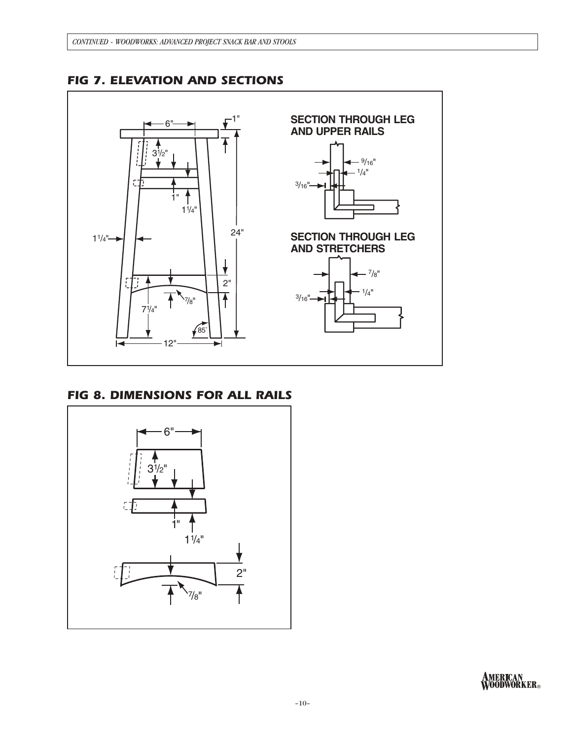## FIG 7. ELEVATION AND SECTIONS

6"

1"

$3^1/_2$"

1"

$1^1/_4$"

$1^1/_4$"

24"

2"

$^7/_8$"

$7^1/_4$"

85°

12"

**SECTION THROUGH LEG AND UPPER RAILS**

$^9/_{16}$"

$^1/_4$"

$^3/_{16}$"

**SECTION THROUGH LEG AND STRETCHERS**

$^7/_8$"

$^1/_4$"

$^3/_{16}$"

## FIG 8. DIMENSIONS FOR ALL RAILS

6"

$3^1/_2$"

1"

$1^1/_4$"

2"

$^7/_8$"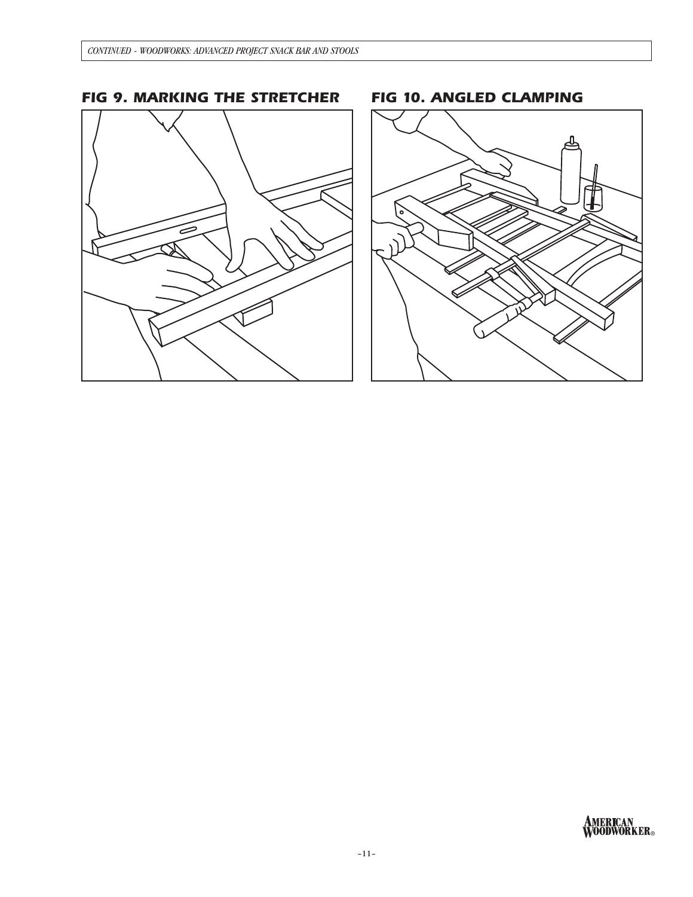## FIG 9. MARKING THE STRETCHER

## FIG 10. ANGLED CLAMPING